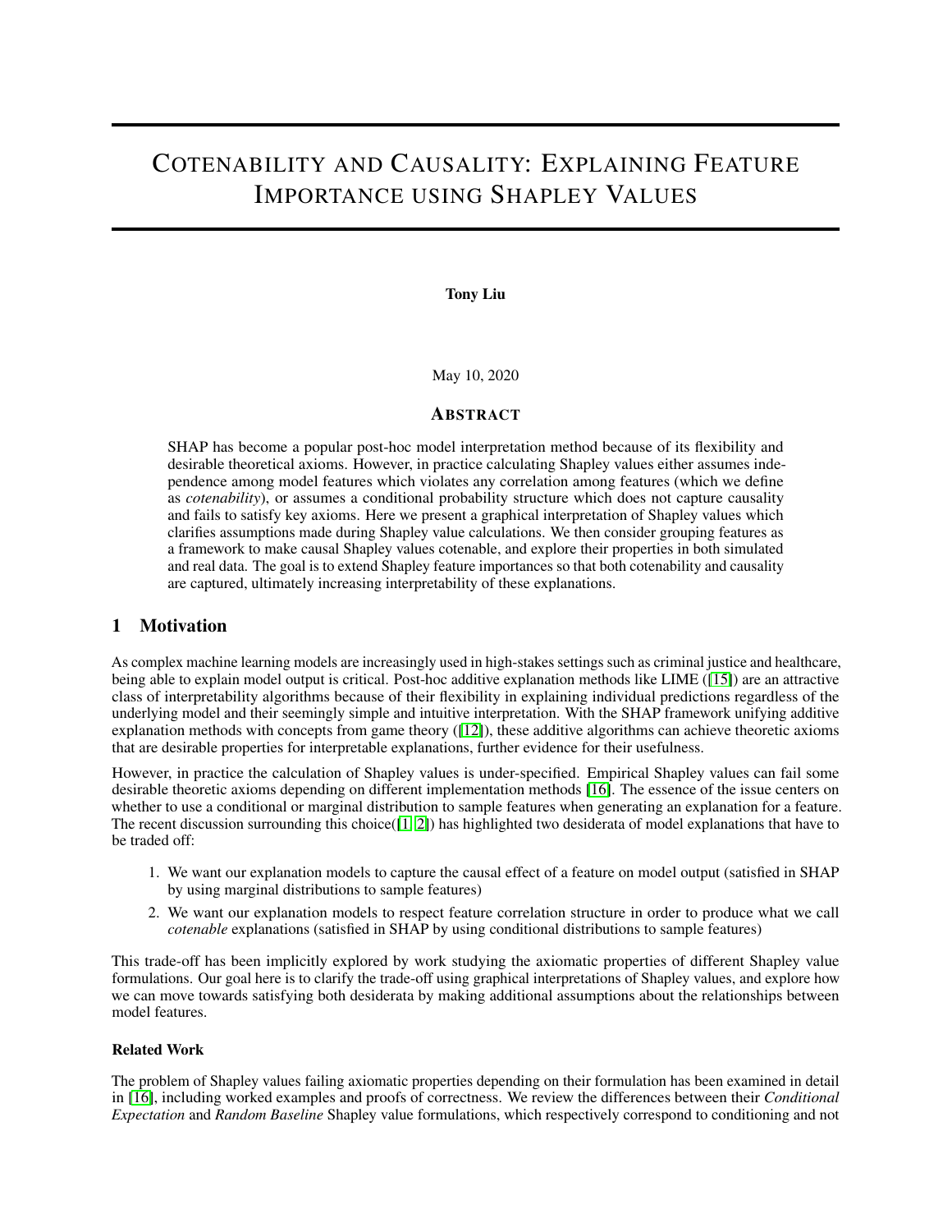# COTENABILITY AND CAUSALITY: EXPLAINING FEATURE IMPORTANCE USING SHAPLEY VALUES

**Tony Liu**

May 10, 2020

## ABSTRACT

SHAP has become a popular post-hoc model interpretation method because of its flexibility and desirable theoretical axioms. However, in practice calculating Shapley values either assumes independence among model features which violates any correlation among features (which we define as *cotenability*), or assumes a conditional probability structure which does not capture causality and fails to satisfy key axioms. Here we present a graphical interpretation of Shapley values which clarifies assumptions made during Shapley value calculations. We then consider grouping features as a framework to make causal Shapley values cotenable, and explore their properties in both simulated and real data. The goal is to extend Shapley feature importances so that both cotenability and causality are captured, ultimately increasing interpretability of these explanations.

## 1 Motivation

As complex machine learning models are increasingly used in high-stakes settings such as criminal justice and healthcare, being able to explain model output is critical. Post-hoc additive explanation methods like LIME ([15]) are an attractive class of interpretability algorithms because of their flexibility in explaining individual predictions regardless of the underlying model and their seemingly simple and intuitive interpretation. With the SHAP framework unifying additive explanation methods with concepts from game theory ([12]), these additive algorithms can achieve theoretic axioms that are desirable properties for interpretable explanations, further evidence for their usefulness.

However, in practice the calculation of Shapley values is under-specified. Empirical Shapley values can fail some desirable theoretic axioms depending on different implementation methods [16]. The essence of the issue centers on whether to use a conditional or marginal distribution to sample features when generating an explanation for a feature. The recent discussion surrounding this choice([1, 2]) has highlighted two desiderata of model explanations that have to be traded off:

1. We want our explanation models to capture the causal effect of a feature on model output (satisfied in SHAP by using marginal distributions to sample features)
2. We want our explanation models to respect feature correlation structure in order to produce what we call *cotenable* explanations (satisfied in SHAP by using conditional distributions to sample features)

This trade-off has been implicitly explored by work studying the axiomatic properties of different Shapley value formulations. Our goal here is to clarify the trade-off using graphical interpretations of Shapley values, and explore how we can move towards satisfying both desiderata by making additional assumptions about the relationships between model features.

### Related Work

The problem of Shapley values failing axiomatic properties depending on their formulation has been examined in detail in [16], including worked examples and proofs of correctness. We review the differences between their *Conditional Expectation* and *Random Baseline* Shapley value formulations, which respectively correspond to conditioning and not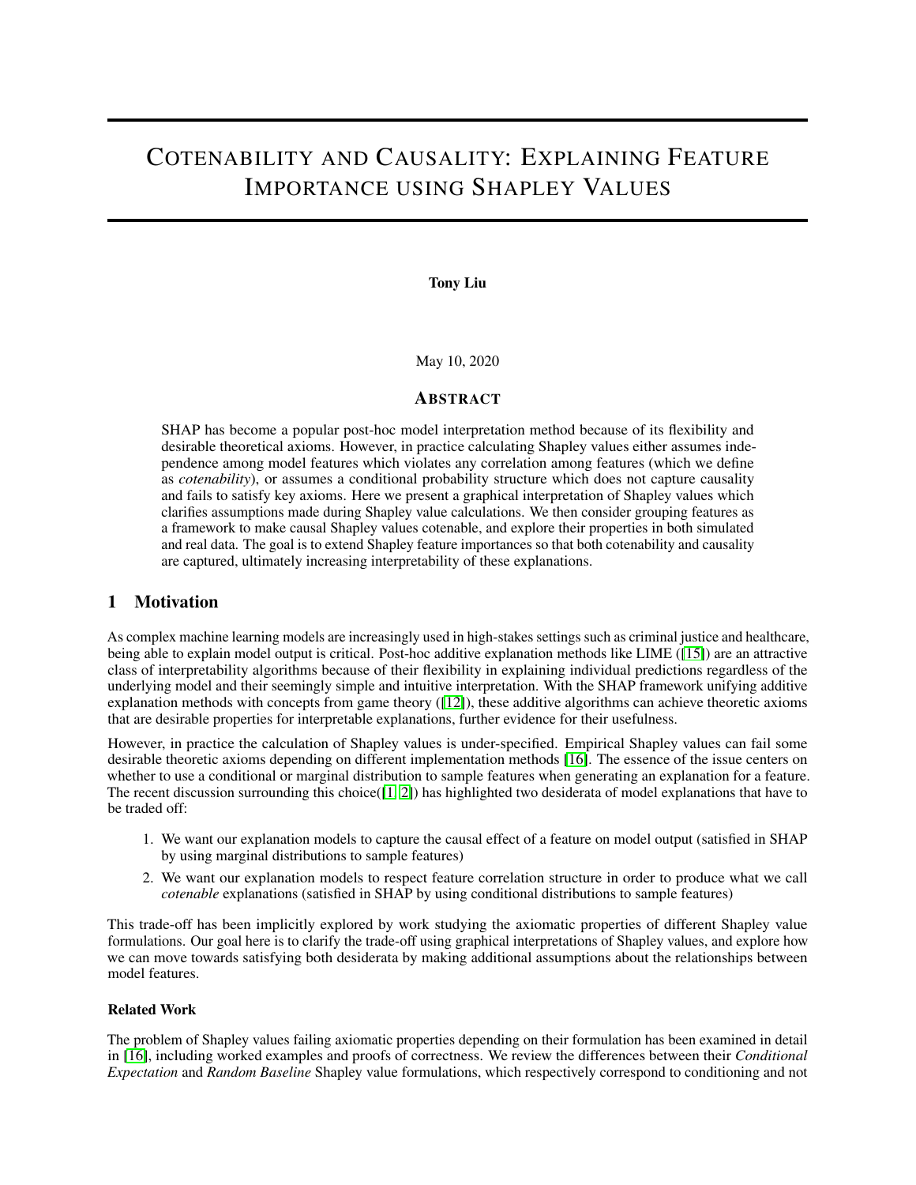# COTENABILITY AND CAUSALITY: EXPLAINING FEATURE IMPORTANCE USING SHAPLEY VALUES

**Tony Liu**

May 10, 2020

## ABSTRACT

SHAP has become a popular post-hoc model interpretation method because of its flexibility and desirable theoretical axioms. However, in practice calculating Shapley values either assumes independence among model features which violates any correlation among features (which we define as *cotenability*), or assumes a conditional probability structure which does not capture causality and fails to satisfy key axioms. Here we present a graphical interpretation of Shapley values which clarifies assumptions made during Shapley value calculations. We then consider grouping features as a framework to make causal Shapley values cotenable, and explore their properties in both simulated and real data. The goal is to extend Shapley feature importances so that both cotenability and causality are captured, ultimately increasing interpretability of these explanations.

## 1 Motivation

As complex machine learning models are increasingly used in high-stakes settings such as criminal justice and healthcare, being able to explain model output is critical. Post-hoc additive explanation methods like LIME ([15]) are an attractive class of interpretability algorithms because of their flexibility in explaining individual predictions regardless of the underlying model and their seemingly simple and intuitive interpretation. With the SHAP framework unifying additive explanation methods with concepts from game theory ([12]), these additive algorithms can achieve theoretic axioms that are desirable properties for interpretable explanations, further evidence for their usefulness.

However, in practice the calculation of Shapley values is under-specified. Empirical Shapley values can fail some desirable theoretic axioms depending on different implementation methods [16]. The essence of the issue centers on whether to use a conditional or marginal distribution to sample features when generating an explanation for a feature. The recent discussion surrounding this choice([1, 2]) has highlighted two desiderata of model explanations that have to be traded off:

1. We want our explanation models to capture the causal effect of a feature on model output (satisfied in SHAP by using marginal distributions to sample features)
2. We want our explanation models to respect feature correlation structure in order to produce what we call *cotenable* explanations (satisfied in SHAP by using conditional distributions to sample features)

This trade-off has been implicitly explored by work studying the axiomatic properties of different Shapley value formulations. Our goal here is to clarify the trade-off using graphical interpretations of Shapley values, and explore how we can move towards satisfying both desiderata by making additional assumptions about the relationships between model features.

### Related Work

The problem of Shapley values failing axiomatic properties depending on their formulation has been examined in detail in [16], including worked examples and proofs of correctness. We review the differences between their *Conditional Expectation* and *Random Baseline* Shapley value formulations, which respectively correspond to conditioning and not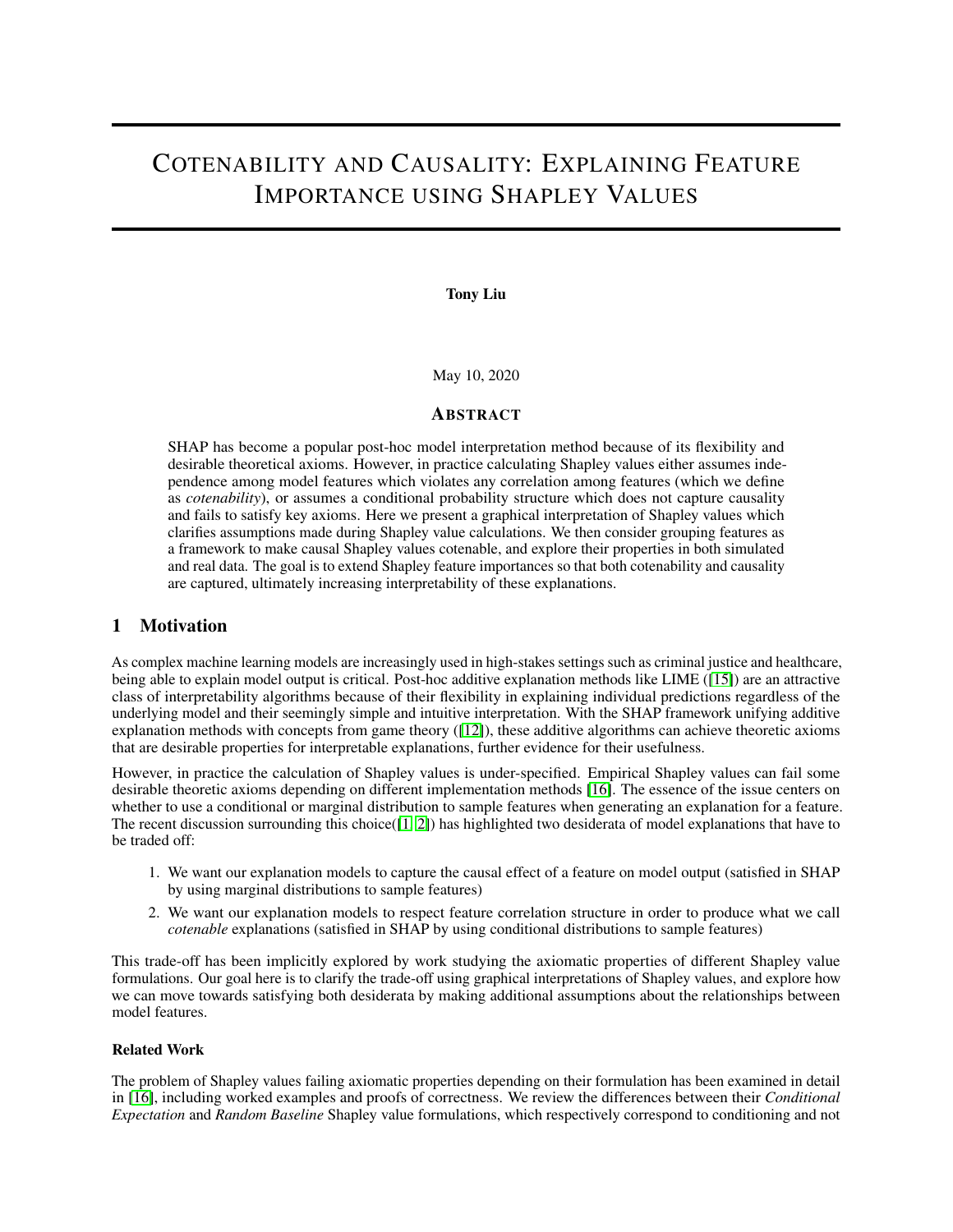# COTENABILITY AND CAUSALITY: EXPLAINING FEATURE IMPORTANCE USING SHAPLEY VALUES

**Tony Liu**

May 10, 2020

## ABSTRACT

SHAP has become a popular post-hoc model interpretation method because of its flexibility and desirable theoretical axioms. However, in practice calculating Shapley values either assumes independence among model features which violates any correlation among features (which we define as *cotenability*), or assumes a conditional probability structure which does not capture causality and fails to satisfy key axioms. Here we present a graphical interpretation of Shapley values which clarifies assumptions made during Shapley value calculations. We then consider grouping features as a framework to make causal Shapley values cotenable, and explore their properties in both simulated and real data. The goal is to extend Shapley feature importances so that both cotenability and causality are captured, ultimately increasing interpretability of these explanations.

## 1 Motivation

As complex machine learning models are increasingly used in high-stakes settings such as criminal justice and healthcare, being able to explain model output is critical. Post-hoc additive explanation methods like LIME ([15]) are an attractive class of interpretability algorithms because of their flexibility in explaining individual predictions regardless of the underlying model and their seemingly simple and intuitive interpretation. With the SHAP framework unifying additive explanation methods with concepts from game theory ([12]), these additive algorithms can achieve theoretic axioms that are desirable properties for interpretable explanations, further evidence for their usefulness.

However, in practice the calculation of Shapley values is under-specified. Empirical Shapley values can fail some desirable theoretic axioms depending on different implementation methods [16]. The essence of the issue centers on whether to use a conditional or marginal distribution to sample features when generating an explanation for a feature. The recent discussion surrounding this choice([1, 2]) has highlighted two desiderata of model explanations that have to be traded off:

1. We want our explanation models to capture the causal effect of a feature on model output (satisfied in SHAP by using marginal distributions to sample features)
2. We want our explanation models to respect feature correlation structure in order to produce what we call *cotenable* explanations (satisfied in SHAP by using conditional distributions to sample features)

This trade-off has been implicitly explored by work studying the axiomatic properties of different Shapley value formulations. Our goal here is to clarify the trade-off using graphical interpretations of Shapley values, and explore how we can move towards satisfying both desiderata by making additional assumptions about the relationships between model features.

### Related Work

The problem of Shapley values failing axiomatic properties depending on their formulation has been examined in detail in [16], including worked examples and proofs of correctness. We review the differences between their *Conditional Expectation* and *Random Baseline* Shapley value formulations, which respectively correspond to conditioning and not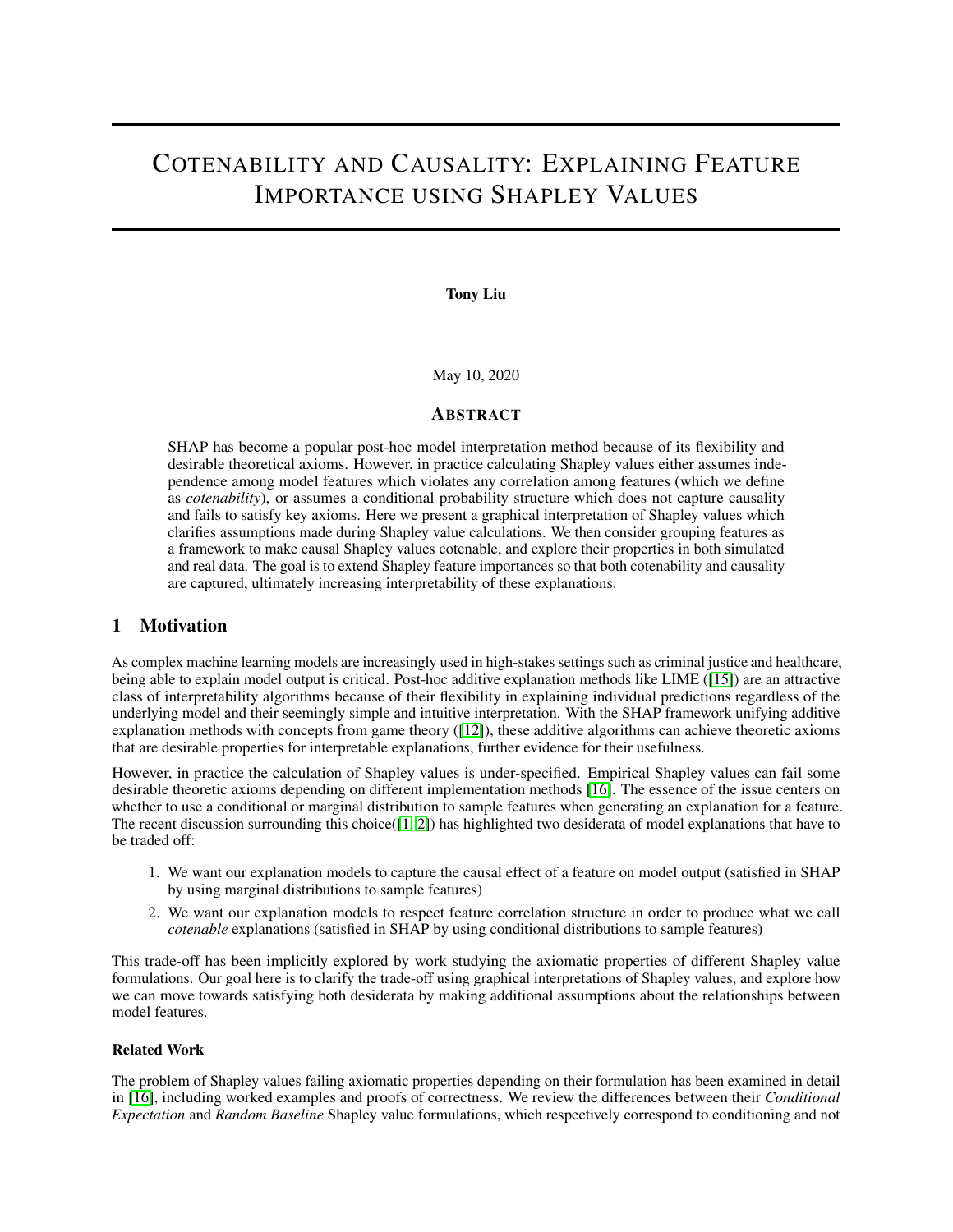# COTENABILITY AND CAUSALITY: EXPLAINING FEATURE IMPORTANCE USING SHAPLEY VALUES

**Tony Liu**

May 10, 2020

## ABSTRACT

SHAP has become a popular post-hoc model interpretation method because of its flexibility and desirable theoretical axioms. However, in practice calculating Shapley values either assumes independence among model features which violates any correlation among features (which we define as *cotenability*), or assumes a conditional probability structure which does not capture causality and fails to satisfy key axioms. Here we present a graphical interpretation of Shapley values which clarifies assumptions made during Shapley value calculations. We then consider grouping features as a framework to make causal Shapley values cotenable, and explore their properties in both simulated and real data. The goal is to extend Shapley feature importances so that both cotenability and causality are captured, ultimately increasing interpretability of these explanations.

## 1 Motivation

As complex machine learning models are increasingly used in high-stakes settings such as criminal justice and healthcare, being able to explain model output is critical. Post-hoc additive explanation methods like LIME ([15]) are an attractive class of interpretability algorithms because of their flexibility in explaining individual predictions regardless of the underlying model and their seemingly simple and intuitive interpretation. With the SHAP framework unifying additive explanation methods with concepts from game theory ([12]), these additive algorithms can achieve theoretic axioms that are desirable properties for interpretable explanations, further evidence for their usefulness.

However, in practice the calculation of Shapley values is under-specified. Empirical Shapley values can fail some desirable theoretic axioms depending on different implementation methods [16]. The essence of the issue centers on whether to use a conditional or marginal distribution to sample features when generating an explanation for a feature. The recent discussion surrounding this choice([1, 2]) has highlighted two desiderata of model explanations that have to be traded off:

1. We want our explanation models to capture the causal effect of a feature on model output (satisfied in SHAP by using marginal distributions to sample features)
2. We want our explanation models to respect feature correlation structure in order to produce what we call *cotenable* explanations (satisfied in SHAP by using conditional distributions to sample features)

This trade-off has been implicitly explored by work studying the axiomatic properties of different Shapley value formulations. Our goal here is to clarify the trade-off using graphical interpretations of Shapley values, and explore how we can move towards satisfying both desiderata by making additional assumptions about the relationships between model features.

### Related Work

The problem of Shapley values failing axiomatic properties depending on their formulation has been examined in detail in [16], including worked examples and proofs of correctness. We review the differences between their *Conditional Expectation* and *Random Baseline* Shapley value formulations, which respectively correspond to conditioning and not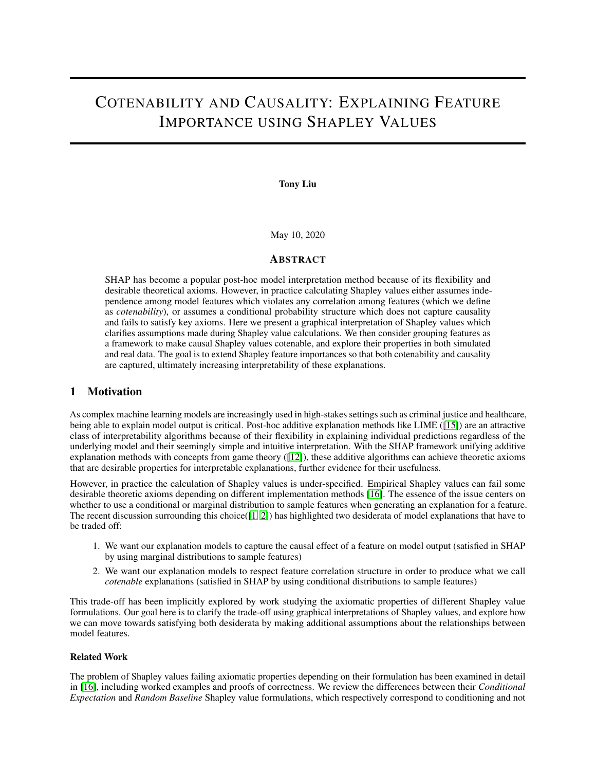# COTENABILITY AND CAUSALITY: EXPLAINING FEATURE IMPORTANCE USING SHAPLEY VALUES

**Tony Liu**

May 10, 2020

## ABSTRACT

SHAP has become a popular post-hoc model interpretation method because of its flexibility and desirable theoretical axioms. However, in practice calculating Shapley values either assumes independence among model features which violates any correlation among features (which we define as *cotenability*), or assumes a conditional probability structure which does not capture causality and fails to satisfy key axioms. Here we present a graphical interpretation of Shapley values which clarifies assumptions made during Shapley value calculations. We then consider grouping features as a framework to make causal Shapley values cotenable, and explore their properties in both simulated and real data. The goal is to extend Shapley feature importances so that both cotenability and causality are captured, ultimately increasing interpretability of these explanations.

## 1 Motivation

As complex machine learning models are increasingly used in high-stakes settings such as criminal justice and healthcare, being able to explain model output is critical. Post-hoc additive explanation methods like LIME ([15]) are an attractive class of interpretability algorithms because of their flexibility in explaining individual predictions regardless of the underlying model and their seemingly simple and intuitive interpretation. With the SHAP framework unifying additive explanation methods with concepts from game theory ([12]), these additive algorithms can achieve theoretic axioms that are desirable properties for interpretable explanations, further evidence for their usefulness.

However, in practice the calculation of Shapley values is under-specified. Empirical Shapley values can fail some desirable theoretic axioms depending on different implementation methods [16]. The essence of the issue centers on whether to use a conditional or marginal distribution to sample features when generating an explanation for a feature. The recent discussion surrounding this choice([1, 2]) has highlighted two desiderata of model explanations that have to be traded off:

1. We want our explanation models to capture the causal effect of a feature on model output (satisfied in SHAP by using marginal distributions to sample features)
2. We want our explanation models to respect feature correlation structure in order to produce what we call *cotenable* explanations (satisfied in SHAP by using conditional distributions to sample features)

This trade-off has been implicitly explored by work studying the axiomatic properties of different Shapley value formulations. Our goal here is to clarify the trade-off using graphical interpretations of Shapley values, and explore how we can move towards satisfying both desiderata by making additional assumptions about the relationships between model features.

**Related Work**

The problem of Shapley values failing axiomatic properties depending on their formulation has been examined in detail in [16], including worked examples and proofs of correctness. We review the differences between their *Conditional Expectation* and *Random Baseline* Shapley value formulations, which respectively correspond to conditioning and not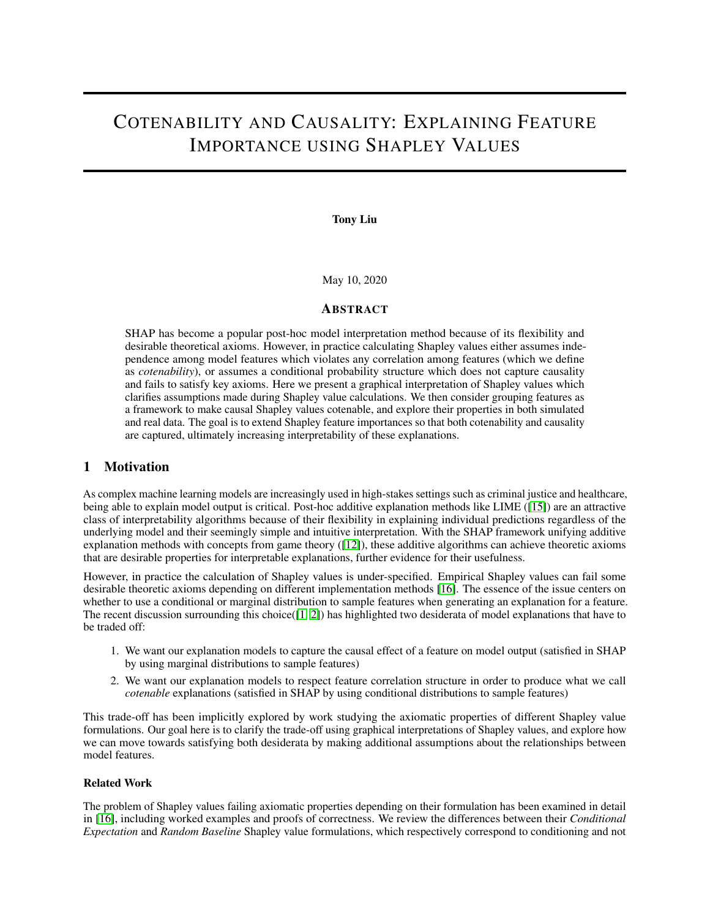# COTENABILITY AND CAUSALITY: EXPLAINING FEATURE IMPORTANCE USING SHAPLEY VALUES

**Tony Liu**

May 10, 2020

## ABSTRACT

SHAP has become a popular post-hoc model interpretation method because of its flexibility and desirable theoretical axioms. However, in practice calculating Shapley values either assumes independence among model features which violates any correlation among features (which we define as *cotenability*), or assumes a conditional probability structure which does not capture causality and fails to satisfy key axioms. Here we present a graphical interpretation of Shapley values which clarifies assumptions made during Shapley value calculations. We then consider grouping features as a framework to make causal Shapley values cotenable, and explore their properties in both simulated and real data. The goal is to extend Shapley feature importances so that both cotenability and causality are captured, ultimately increasing interpretability of these explanations.

## 1 Motivation

As complex machine learning models are increasingly used in high-stakes settings such as criminal justice and healthcare, being able to explain model output is critical. Post-hoc additive explanation methods like LIME ([15]) are an attractive class of interpretability algorithms because of their flexibility in explaining individual predictions regardless of the underlying model and their seemingly simple and intuitive interpretation. With the SHAP framework unifying additive explanation methods with concepts from game theory ([12]), these additive algorithms can achieve theoretic axioms that are desirable properties for interpretable explanations, further evidence for their usefulness.

However, in practice the calculation of Shapley values is under-specified. Empirical Shapley values can fail some desirable theoretic axioms depending on different implementation methods [16]. The essence of the issue centers on whether to use a conditional or marginal distribution to sample features when generating an explanation for a feature. The recent discussion surrounding this choice([1, 2]) has highlighted two desiderata of model explanations that have to be traded off:

1. We want our explanation models to capture the causal effect of a feature on model output (satisfied in SHAP by using marginal distributions to sample features)
2. We want our explanation models to respect feature correlation structure in order to produce what we call *cotenable* explanations (satisfied in SHAP by using conditional distributions to sample features)

This trade-off has been implicitly explored by work studying the axiomatic properties of different Shapley value formulations. Our goal here is to clarify the trade-off using graphical interpretations of Shapley values, and explore how we can move towards satisfying both desiderata by making additional assumptions about the relationships between model features.

**Related Work**

The problem of Shapley values failing axiomatic properties depending on their formulation has been examined in detail in [16], including worked examples and proofs of correctness. We review the differences between their *Conditional Expectation* and *Random Baseline* Shapley value formulations, which respectively correspond to conditioning and not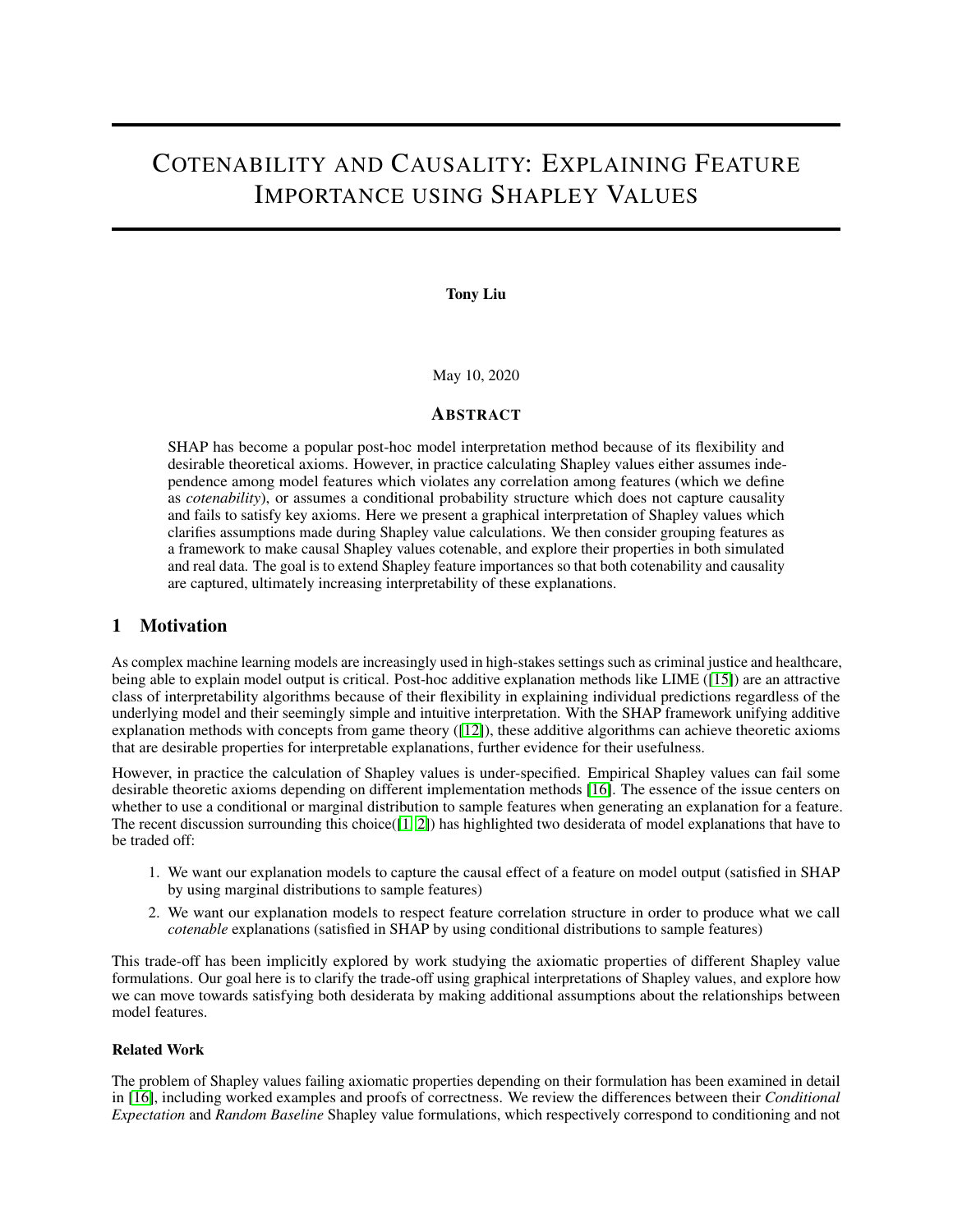# COTENABILITY AND CAUSALITY: EXPLAINING FEATURE IMPORTANCE USING SHAPLEY VALUES

**Tony Liu**

May 10, 2020

## ABSTRACT

SHAP has become a popular post-hoc model interpretation method because of its flexibility and desirable theoretical axioms. However, in practice calculating Shapley values either assumes independence among model features which violates any correlation among features (which we define as *cotenability*), or assumes a conditional probability structure which does not capture causality and fails to satisfy key axioms. Here we present a graphical interpretation of Shapley values which clarifies assumptions made during Shapley value calculations. We then consider grouping features as a framework to make causal Shapley values cotenable, and explore their properties in both simulated and real data. The goal is to extend Shapley feature importances so that both cotenability and causality are captured, ultimately increasing interpretability of these explanations.

## 1 Motivation

As complex machine learning models are increasingly used in high-stakes settings such as criminal justice and healthcare, being able to explain model output is critical. Post-hoc additive explanation methods like LIME ([15]) are an attractive class of interpretability algorithms because of their flexibility in explaining individual predictions regardless of the underlying model and their seemingly simple and intuitive interpretation. With the SHAP framework unifying additive explanation methods with concepts from game theory ([12]), these additive algorithms can achieve theoretic axioms that are desirable properties for interpretable explanations, further evidence for their usefulness.

However, in practice the calculation of Shapley values is under-specified. Empirical Shapley values can fail some desirable theoretic axioms depending on different implementation methods [16]. The essence of the issue centers on whether to use a conditional or marginal distribution to sample features when generating an explanation for a feature. The recent discussion surrounding this choice([1, 2]) has highlighted two desiderata of model explanations that have to be traded off:

1. We want our explanation models to capture the causal effect of a feature on model output (satisfied in SHAP by using marginal distributions to sample features)
2. We want our explanation models to respect feature correlation structure in order to produce what we call *cotenable* explanations (satisfied in SHAP by using conditional distributions to sample features)

This trade-off has been implicitly explored by work studying the axiomatic properties of different Shapley value formulations. Our goal here is to clarify the trade-off using graphical interpretations of Shapley values, and explore how we can move towards satisfying both desiderata by making additional assumptions about the relationships between model features.

### Related Work

The problem of Shapley values failing axiomatic properties depending on their formulation has been examined in detail in [16], including worked examples and proofs of correctness. We review the differences between their *Conditional Expectation* and *Random Baseline* Shapley value formulations, which respectively correspond to conditioning and not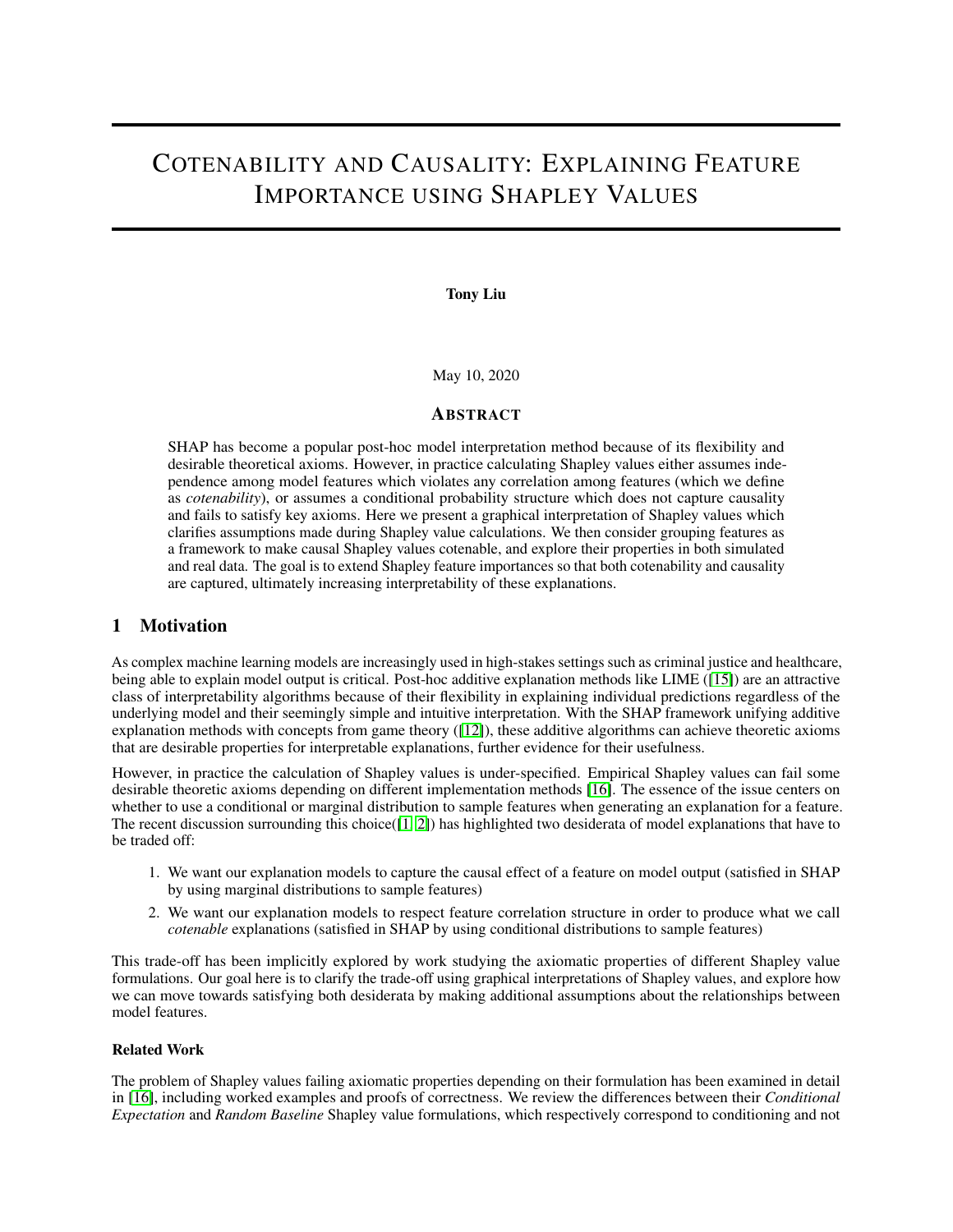# COTENABILITY AND CAUSALITY: EXPLAINING FEATURE IMPORTANCE USING SHAPLEY VALUES

**Tony Liu**

May 10, 2020

## ABSTRACT

SHAP has become a popular post-hoc model interpretation method because of its flexibility and desirable theoretical axioms. However, in practice calculating Shapley values either assumes independence among model features which violates any correlation among features (which we define as *cotenability*), or assumes a conditional probability structure which does not capture causality and fails to satisfy key axioms. Here we present a graphical interpretation of Shapley values which clarifies assumptions made during Shapley value calculations. We then consider grouping features as a framework to make causal Shapley values cotenable, and explore their properties in both simulated and real data. The goal is to extend Shapley feature importances so that both cotenability and causality are captured, ultimately increasing interpretability of these explanations.

## 1 Motivation

As complex machine learning models are increasingly used in high-stakes settings such as criminal justice and healthcare, being able to explain model output is critical. Post-hoc additive explanation methods like LIME ([15]) are an attractive class of interpretability algorithms because of their flexibility in explaining individual predictions regardless of the underlying model and their seemingly simple and intuitive interpretation. With the SHAP framework unifying additive explanation methods with concepts from game theory ([12]), these additive algorithms can achieve theoretic axioms that are desirable properties for interpretable explanations, further evidence for their usefulness.

However, in practice the calculation of Shapley values is under-specified. Empirical Shapley values can fail some desirable theoretic axioms depending on different implementation methods [16]. The essence of the issue centers on whether to use a conditional or marginal distribution to sample features when generating an explanation for a feature. The recent discussion surrounding this choice([1, 2]) has highlighted two desiderata of model explanations that have to be traded off:

1. We want our explanation models to capture the causal effect of a feature on model output (satisfied in SHAP by using marginal distributions to sample features)
2. We want our explanation models to respect feature correlation structure in order to produce what we call *cotenable* explanations (satisfied in SHAP by using conditional distributions to sample features)

This trade-off has been implicitly explored by work studying the axiomatic properties of different Shapley value formulations. Our goal here is to clarify the trade-off using graphical interpretations of Shapley values, and explore how we can move towards satisfying both desiderata by making additional assumptions about the relationships between model features.

### Related Work

The problem of Shapley values failing axiomatic properties depending on their formulation has been examined in detail in [16], including worked examples and proofs of correctness. We review the differences between their *Conditional Expectation* and *Random Baseline* Shapley value formulations, which respectively correspond to conditioning and not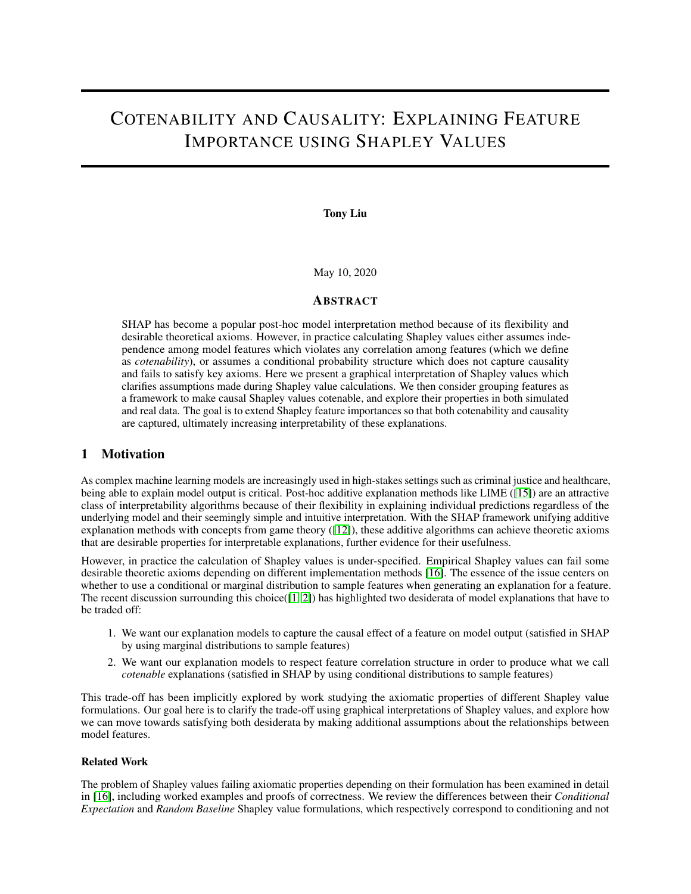# Cotenability and Causality: Explaining Feature Importance using Shapley Values

**Tony Liu**

May 10, 2020

## Abstract

SHAP has become a popular post-hoc model interpretation method because of its flexibility and desirable theoretical axioms. However, in practice calculating Shapley values either assumes independence among model features which violates any correlation among features (which we define as *cotenability*), or assumes a conditional probability structure which does not capture causality and fails to satisfy key axioms. Here we present a graphical interpretation of Shapley values which clarifies assumptions made during Shapley value calculations. We then consider grouping features as a framework to make causal Shapley values cotenable, and explore their properties in both simulated and real data. The goal is to extend Shapley feature importances so that both cotenability and causality are captured, ultimately increasing interpretability of these explanations.

## 1 Motivation

As complex machine learning models are increasingly used in high-stakes settings such as criminal justice and healthcare, being able to explain model output is critical. Post-hoc additive explanation methods like LIME ([15]) are an attractive class of interpretability algorithms because of their flexibility in explaining individual predictions regardless of the underlying model and their seemingly simple and intuitive interpretation. With the SHAP framework unifying additive explanation methods with concepts from game theory ([12]), these additive algorithms can achieve theoretic axioms that are desirable properties for interpretable explanations, further evidence for their usefulness.

However, in practice the calculation of Shapley values is under-specified. Empirical Shapley values can fail some desirable theoretic axioms depending on different implementation methods [16]. The essence of the issue centers on whether to use a conditional or marginal distribution to sample features when generating an explanation for a feature. The recent discussion surrounding this choice([1, 2]) has highlighted two desiderata of model explanations that have to be traded off:

1. We want our explanation models to capture the causal effect of a feature on model output (satisfied in SHAP by using marginal distributions to sample features)
2. We want our explanation models to respect feature correlation structure in order to produce what we call *cotenable* explanations (satisfied in SHAP by using conditional distributions to sample features)

This trade-off has been implicitly explored by work studying the axiomatic properties of different Shapley value formulations. Our goal here is to clarify the trade-off using graphical interpretations of Shapley values, and explore how we can move towards satisfying both desiderata by making additional assumptions about the relationships between model features.

### Related Work

The problem of Shapley values failing axiomatic properties depending on their formulation has been examined in detail in [16], including worked examples and proofs of correctness. We review the differences between their *Conditional Expectation* and *Random Baseline* Shapley value formulations, which respectively correspond to conditioning and not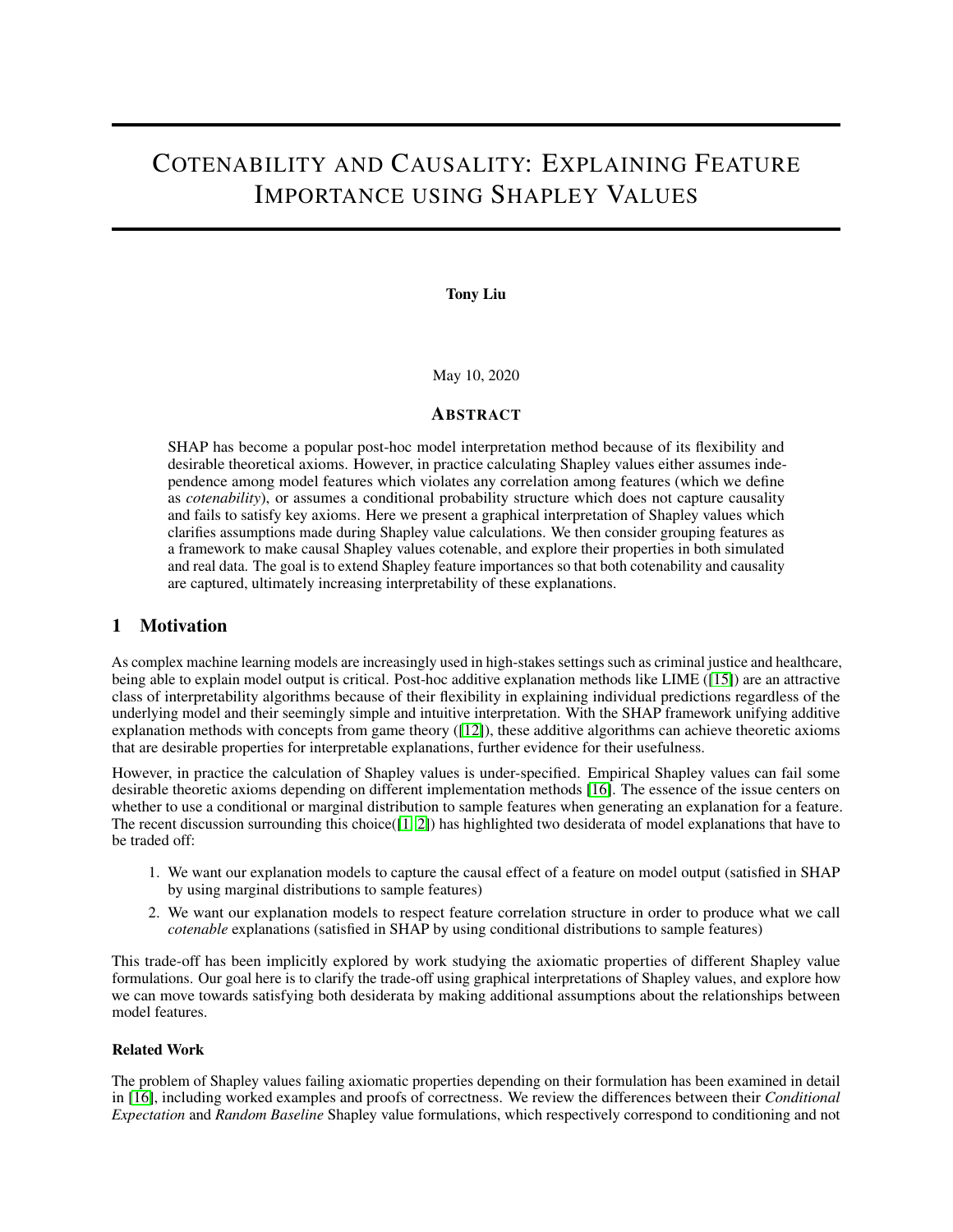# Cotenability and Causality: Explaining Feature Importance using Shapley Values

**Tony Liu**

May 10, 2020

## Abstract

SHAP has become a popular post-hoc model interpretation method because of its flexibility and desirable theoretical axioms. However, in practice calculating Shapley values either assumes independence among model features which violates any correlation among features (which we define as *cotenability*), or assumes a conditional probability structure which does not capture causality and fails to satisfy key axioms. Here we present a graphical interpretation of Shapley values which clarifies assumptions made during Shapley value calculations. We then consider grouping features as a framework to make causal Shapley values cotenable, and explore their properties in both simulated and real data. The goal is to extend Shapley feature importances so that both cotenability and causality are captured, ultimately increasing interpretability of these explanations.

## 1 Motivation

As complex machine learning models are increasingly used in high-stakes settings such as criminal justice and healthcare, being able to explain model output is critical. Post-hoc additive explanation methods like LIME ([15]) are an attractive class of interpretability algorithms because of their flexibility in explaining individual predictions regardless of the underlying model and their seemingly simple and intuitive interpretation. With the SHAP framework unifying additive explanation methods with concepts from game theory ([12]), these additive algorithms can achieve theoretic axioms that are desirable properties for interpretable explanations, further evidence for their usefulness.

However, in practice the calculation of Shapley values is under-specified. Empirical Shapley values can fail some desirable theoretic axioms depending on different implementation methods [16]. The essence of the issue centers on whether to use a conditional or marginal distribution to sample features when generating an explanation for a feature. The recent discussion surrounding this choice([1, 2]) has highlighted two desiderata of model explanations that have to be traded off:

1. We want our explanation models to capture the causal effect of a feature on model output (satisfied in SHAP by using marginal distributions to sample features)
2. We want our explanation models to respect feature correlation structure in order to produce what we call *cotenable* explanations (satisfied in SHAP by using conditional distributions to sample features)

This trade-off has been implicitly explored by work studying the axiomatic properties of different Shapley value formulations. Our goal here is to clarify the trade-off using graphical interpretations of Shapley values, and explore how we can move towards satisfying both desiderata by making additional assumptions about the relationships between model features.

### Related Work

The problem of Shapley values failing axiomatic properties depending on their formulation has been examined in detail in [16], including worked examples and proofs of correctness. We review the differences between their *Conditional Expectation* and *Random Baseline* Shapley value formulations, which respectively correspond to conditioning and not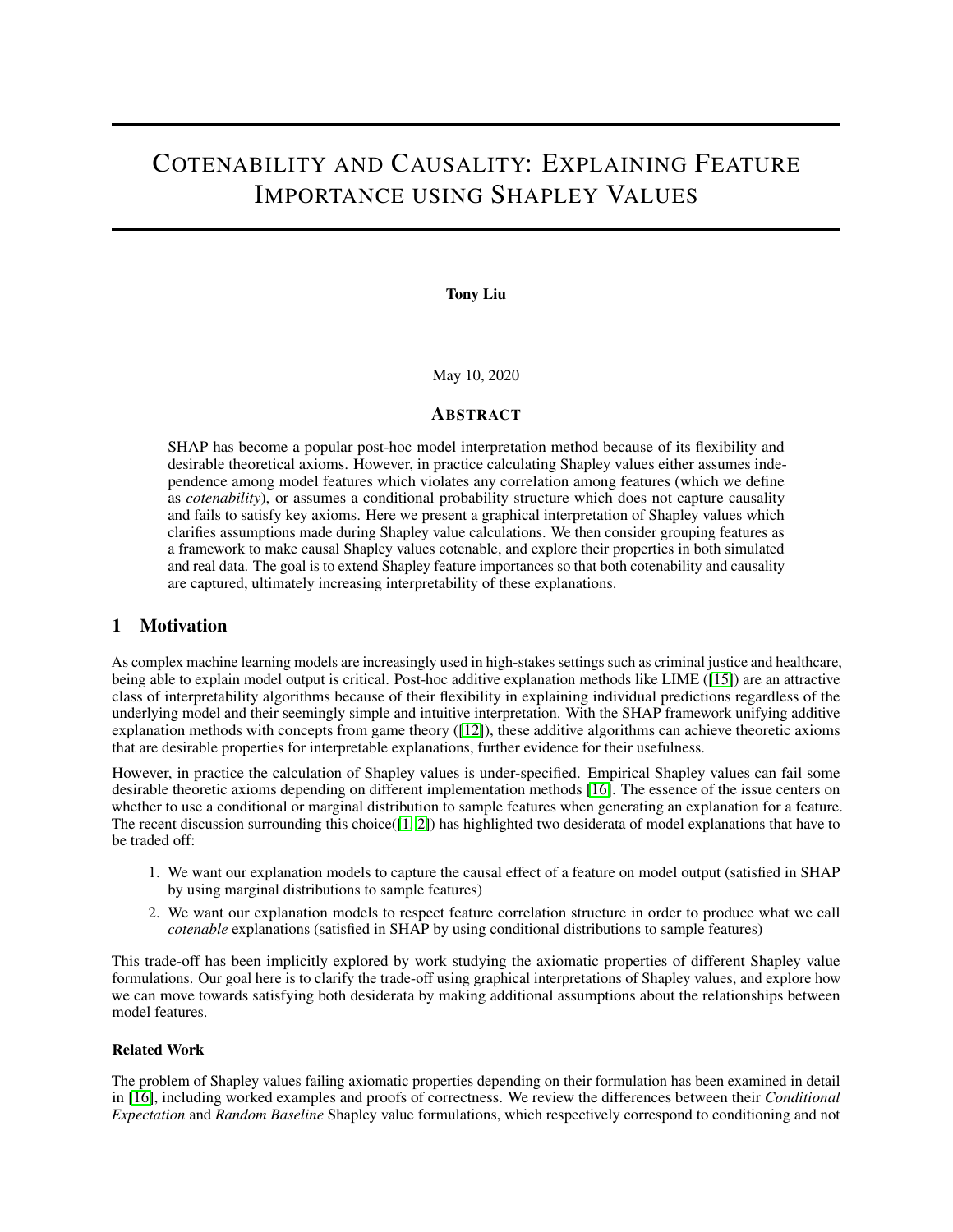# COTENABILITY AND CAUSALITY: EXPLAINING FEATURE IMPORTANCE USING SHAPLEY VALUES

**Tony Liu**

May 10, 2020

## ABSTRACT

SHAP has become a popular post-hoc model interpretation method because of its flexibility and desirable theoretical axioms. However, in practice calculating Shapley values either assumes independence among model features which violates any correlation among features (which we define as *cotenability*), or assumes a conditional probability structure which does not capture causality and fails to satisfy key axioms. Here we present a graphical interpretation of Shapley values which clarifies assumptions made during Shapley value calculations. We then consider grouping features as a framework to make causal Shapley values cotenable, and explore their properties in both simulated and real data. The goal is to extend Shapley feature importances so that both cotenability and causality are captured, ultimately increasing interpretability of these explanations.

## 1 Motivation

As complex machine learning models are increasingly used in high-stakes settings such as criminal justice and healthcare, being able to explain model output is critical. Post-hoc additive explanation methods like LIME ([15]) are an attractive class of interpretability algorithms because of their flexibility in explaining individual predictions regardless of the underlying model and their seemingly simple and intuitive interpretation. With the SHAP framework unifying additive explanation methods with concepts from game theory ([12]), these additive algorithms can achieve theoretic axioms that are desirable properties for interpretable explanations, further evidence for their usefulness.

However, in practice the calculation of Shapley values is under-specified. Empirical Shapley values can fail some desirable theoretic axioms depending on different implementation methods [16]. The essence of the issue centers on whether to use a conditional or marginal distribution to sample features when generating an explanation for a feature. The recent discussion surrounding this choice([1, 2]) has highlighted two desiderata of model explanations that have to be traded off:

1. We want our explanation models to capture the causal effect of a feature on model output (satisfied in SHAP by using marginal distributions to sample features)
2. We want our explanation models to respect feature correlation structure in order to produce what we call *cotenable* explanations (satisfied in SHAP by using conditional distributions to sample features)

This trade-off has been implicitly explored by work studying the axiomatic properties of different Shapley value formulations. Our goal here is to clarify the trade-off using graphical interpretations of Shapley values, and explore how we can move towards satisfying both desiderata by making additional assumptions about the relationships between model features.

### Related Work

The problem of Shapley values failing axiomatic properties depending on their formulation has been examined in detail in [16], including worked examples and proofs of correctness. We review the differences between their *Conditional Expectation* and *Random Baseline* Shapley value formulations, which respectively correspond to conditioning and not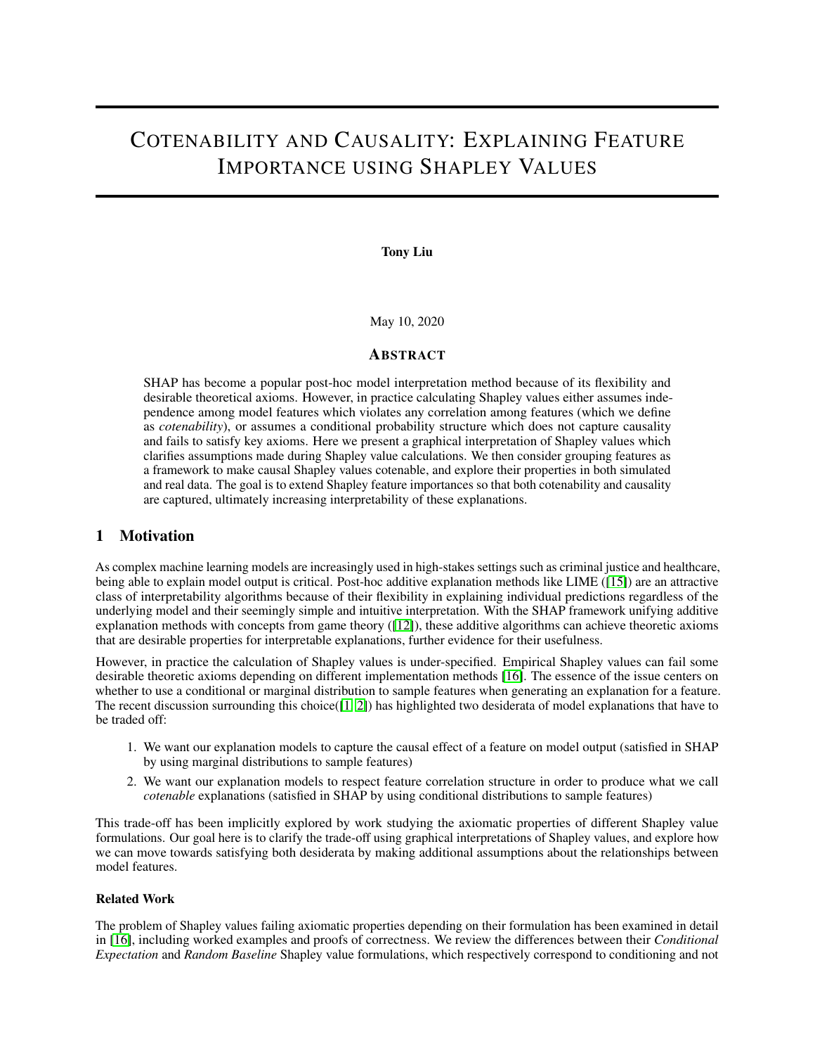# COTENABILITY AND CAUSALITY: EXPLAINING FEATURE IMPORTANCE USING SHAPLEY VALUES

**Tony Liu**

May 10, 2020

## ABSTRACT

SHAP has become a popular post-hoc model interpretation method because of its flexibility and desirable theoretical axioms. However, in practice calculating Shapley values either assumes independence among model features which violates any correlation among features (which we define as *cotenability*), or assumes a conditional probability structure which does not capture causality and fails to satisfy key axioms. Here we present a graphical interpretation of Shapley values which clarifies assumptions made during Shapley value calculations. We then consider grouping features as a framework to make causal Shapley values cotenable, and explore their properties in both simulated and real data. The goal is to extend Shapley feature importances so that both cotenability and causality are captured, ultimately increasing interpretability of these explanations.

## 1 Motivation

As complex machine learning models are increasingly used in high-stakes settings such as criminal justice and healthcare, being able to explain model output is critical. Post-hoc additive explanation methods like LIME ([15]) are an attractive class of interpretability algorithms because of their flexibility in explaining individual predictions regardless of the underlying model and their seemingly simple and intuitive interpretation. With the SHAP framework unifying additive explanation methods with concepts from game theory ([12]), these additive algorithms can achieve theoretic axioms that are desirable properties for interpretable explanations, further evidence for their usefulness.

However, in practice the calculation of Shapley values is under-specified. Empirical Shapley values can fail some desirable theoretic axioms depending on different implementation methods [16]. The essence of the issue centers on whether to use a conditional or marginal distribution to sample features when generating an explanation for a feature. The recent discussion surrounding this choice([1, 2]) has highlighted two desiderata of model explanations that have to be traded off:

1. We want our explanation models to capture the causal effect of a feature on model output (satisfied in SHAP by using marginal distributions to sample features)
2. We want our explanation models to respect feature correlation structure in order to produce what we call *cotenable* explanations (satisfied in SHAP by using conditional distributions to sample features)

This trade-off has been implicitly explored by work studying the axiomatic properties of different Shapley value formulations. Our goal here is to clarify the trade-off using graphical interpretations of Shapley values, and explore how we can move towards satisfying both desiderata by making additional assumptions about the relationships between model features.

**Related Work**

The problem of Shapley values failing axiomatic properties depending on their formulation has been examined in detail in [16], including worked examples and proofs of correctness. We review the differences between their *Conditional Expectation* and *Random Baseline* Shapley value formulations, which respectively correspond to conditioning and not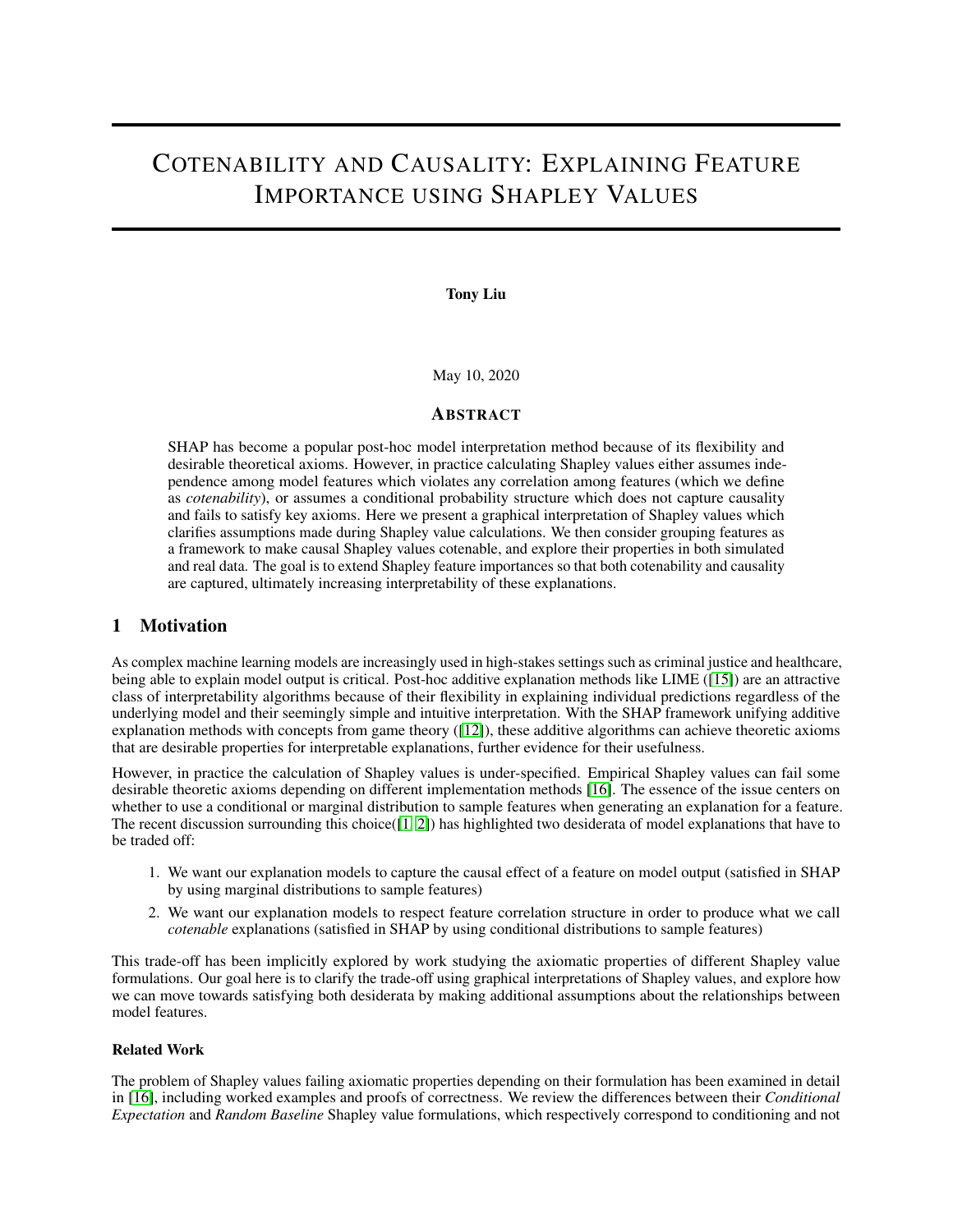# COTENABILITY AND CAUSALITY: EXPLAINING FEATURE IMPORTANCE USING SHAPLEY VALUES

**Tony Liu**

May 10, 2020

## ABSTRACT

SHAP has become a popular post-hoc model interpretation method because of its flexibility and desirable theoretical axioms. However, in practice calculating Shapley values either assumes independence among model features which violates any correlation among features (which we define as *cotenability*), or assumes a conditional probability structure which does not capture causality and fails to satisfy key axioms. Here we present a graphical interpretation of Shapley values which clarifies assumptions made during Shapley value calculations. We then consider grouping features as a framework to make causal Shapley values cotenable, and explore their properties in both simulated and real data. The goal is to extend Shapley feature importances so that both cotenability and causality are captured, ultimately increasing interpretability of these explanations.

## 1 Motivation

As complex machine learning models are increasingly used in high-stakes settings such as criminal justice and healthcare, being able to explain model output is critical. Post-hoc additive explanation methods like LIME ([15]) are an attractive class of interpretability algorithms because of their flexibility in explaining individual predictions regardless of the underlying model and their seemingly simple and intuitive interpretation. With the SHAP framework unifying additive explanation methods with concepts from game theory ([12]), these additive algorithms can achieve theoretic axioms that are desirable properties for interpretable explanations, further evidence for their usefulness.

However, in practice the calculation of Shapley values is under-specified. Empirical Shapley values can fail some desirable theoretic axioms depending on different implementation methods [16]. The essence of the issue centers on whether to use a conditional or marginal distribution to sample features when generating an explanation for a feature. The recent discussion surrounding this choice([1, 2]) has highlighted two desiderata of model explanations that have to be traded off:

1. We want our explanation models to capture the causal effect of a feature on model output (satisfied in SHAP by using marginal distributions to sample features)
2. We want our explanation models to respect feature correlation structure in order to produce what we call *cotenable* explanations (satisfied in SHAP by using conditional distributions to sample features)

This trade-off has been implicitly explored by work studying the axiomatic properties of different Shapley value formulations. Our goal here is to clarify the trade-off using graphical interpretations of Shapley values, and explore how we can move towards satisfying both desiderata by making additional assumptions about the relationships between model features.

**Related Work**

The problem of Shapley values failing axiomatic properties depending on their formulation has been examined in detail in [16], including worked examples and proofs of correctness. We review the differences between their *Conditional Expectation* and *Random Baseline* Shapley value formulations, which respectively correspond to conditioning and not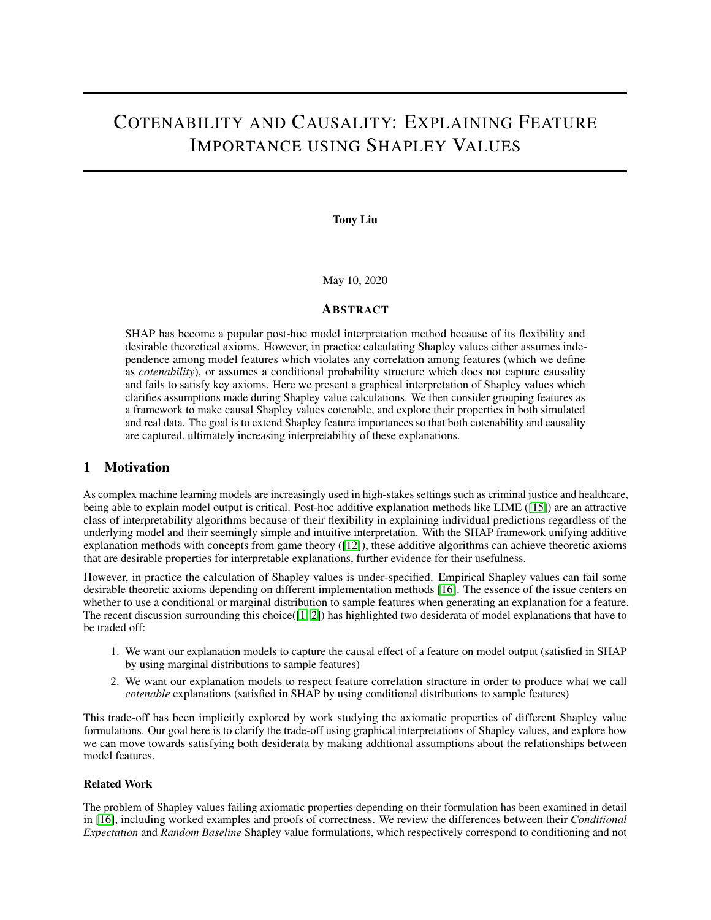# Cotenability and Causality: Explaining Feature Importance using Shapley Values

**Tony Liu**

May 10, 2020

## Abstract

SHAP has become a popular post-hoc model interpretation method because of its flexibility and desirable theoretical axioms. However, in practice calculating Shapley values either assumes independence among model features which violates any correlation among features (which we define as *cotenability*), or assumes a conditional probability structure which does not capture causality and fails to satisfy key axioms. Here we present a graphical interpretation of Shapley values which clarifies assumptions made during Shapley value calculations. We then consider grouping features as a framework to make causal Shapley values cotenable, and explore their properties in both simulated and real data. The goal is to extend Shapley feature importances so that both cotenability and causality are captured, ultimately increasing interpretability of these explanations.

## 1 Motivation

As complex machine learning models are increasingly used in high-stakes settings such as criminal justice and healthcare, being able to explain model output is critical. Post-hoc additive explanation methods like LIME ([15]) are an attractive class of interpretability algorithms because of their flexibility in explaining individual predictions regardless of the underlying model and their seemingly simple and intuitive interpretation. With the SHAP framework unifying additive explanation methods with concepts from game theory ([12]), these additive algorithms can achieve theoretic axioms that are desirable properties for interpretable explanations, further evidence for their usefulness.

However, in practice the calculation of Shapley values is under-specified. Empirical Shapley values can fail some desirable theoretic axioms depending on different implementation methods [16]. The essence of the issue centers on whether to use a conditional or marginal distribution to sample features when generating an explanation for a feature. The recent discussion surrounding this choice([1, 2]) has highlighted two desiderata of model explanations that have to be traded off:

1. We want our explanation models to capture the causal effect of a feature on model output (satisfied in SHAP by using marginal distributions to sample features)
2. We want our explanation models to respect feature correlation structure in order to produce what we call *cotenable* explanations (satisfied in SHAP by using conditional distributions to sample features)

This trade-off has been implicitly explored by work studying the axiomatic properties of different Shapley value formulations. Our goal here is to clarify the trade-off using graphical interpretations of Shapley values, and explore how we can move towards satisfying both desiderata by making additional assumptions about the relationships between model features.

**Related Work**

The problem of Shapley values failing axiomatic properties depending on their formulation has been examined in detail in [16], including worked examples and proofs of correctness. We review the differences between their *Conditional Expectation* and *Random Baseline* Shapley value formulations, which respectively correspond to conditioning and not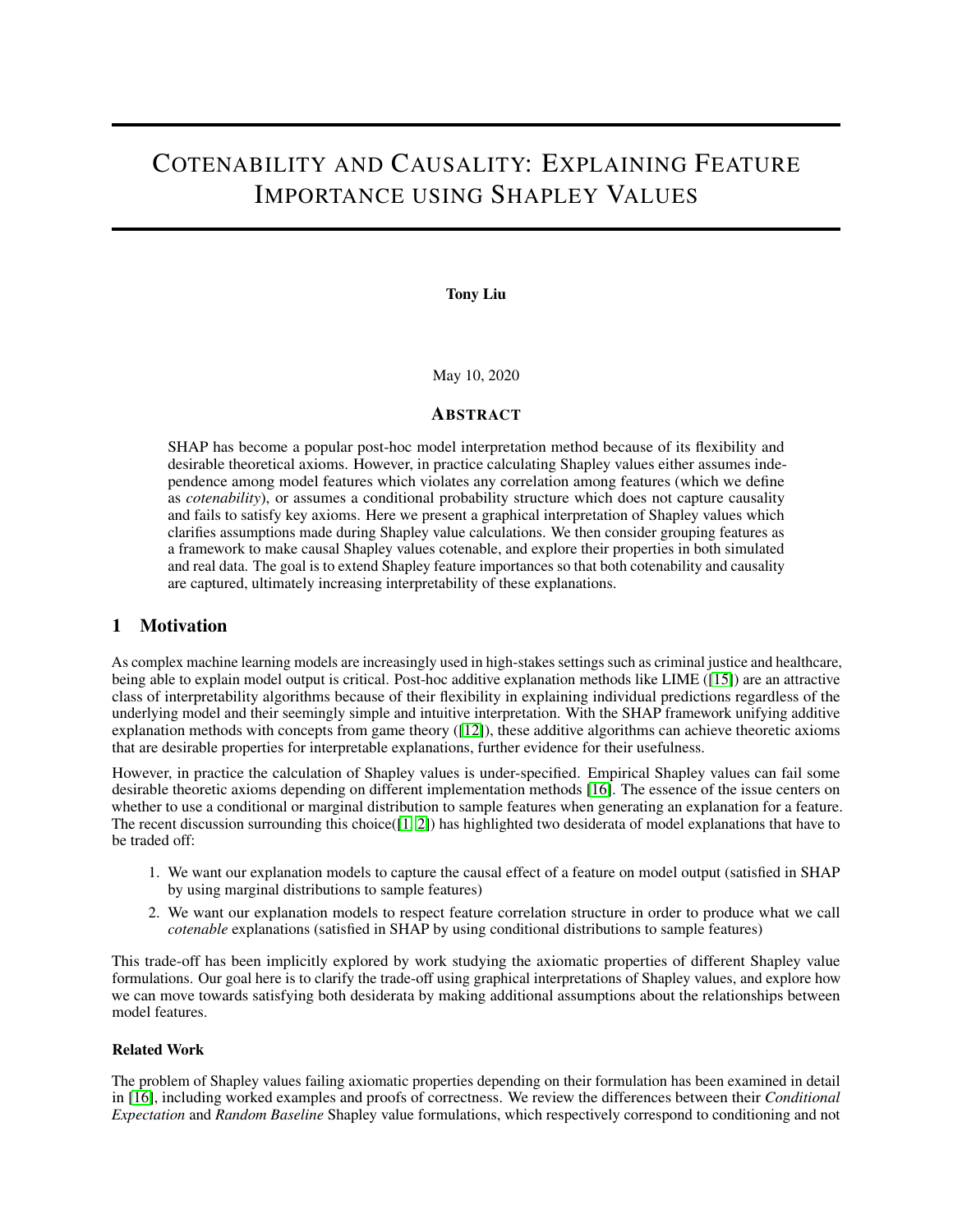# COTENABILITY AND CAUSALITY: EXPLAINING FEATURE IMPORTANCE USING SHAPLEY VALUES

**Tony Liu**

May 10, 2020

## ABSTRACT

SHAP has become a popular post-hoc model interpretation method because of its flexibility and desirable theoretical axioms. However, in practice calculating Shapley values either assumes independence among model features which violates any correlation among features (which we define as *cotenability*), or assumes a conditional probability structure which does not capture causality and fails to satisfy key axioms. Here we present a graphical interpretation of Shapley values which clarifies assumptions made during Shapley value calculations. We then consider grouping features as a framework to make causal Shapley values cotenable, and explore their properties in both simulated and real data. The goal is to extend Shapley feature importances so that both cotenability and causality are captured, ultimately increasing interpretability of these explanations.

## 1 Motivation

As complex machine learning models are increasingly used in high-stakes settings such as criminal justice and healthcare, being able to explain model output is critical. Post-hoc additive explanation methods like LIME ([15]) are an attractive class of interpretability algorithms because of their flexibility in explaining individual predictions regardless of the underlying model and their seemingly simple and intuitive interpretation. With the SHAP framework unifying additive explanation methods with concepts from game theory ([12]), these additive algorithms can achieve theoretic axioms that are desirable properties for interpretable explanations, further evidence for their usefulness.

However, in practice the calculation of Shapley values is under-specified. Empirical Shapley values can fail some desirable theoretic axioms depending on different implementation methods [16]. The essence of the issue centers on whether to use a conditional or marginal distribution to sample features when generating an explanation for a feature. The recent discussion surrounding this choice([1, 2]) has highlighted two desiderata of model explanations that have to be traded off:

1. We want our explanation models to capture the causal effect of a feature on model output (satisfied in SHAP by using marginal distributions to sample features)
2. We want our explanation models to respect feature correlation structure in order to produce what we call *cotenable* explanations (satisfied in SHAP by using conditional distributions to sample features)

This trade-off has been implicitly explored by work studying the axiomatic properties of different Shapley value formulations. Our goal here is to clarify the trade-off using graphical interpretations of Shapley values, and explore how we can move towards satisfying both desiderata by making additional assumptions about the relationships between model features.

### Related Work

The problem of Shapley values failing axiomatic properties depending on their formulation has been examined in detail in [16], including worked examples and proofs of correctness. We review the differences between their *Conditional Expectation* and *Random Baseline* Shapley value formulations, which respectively correspond to conditioning and not